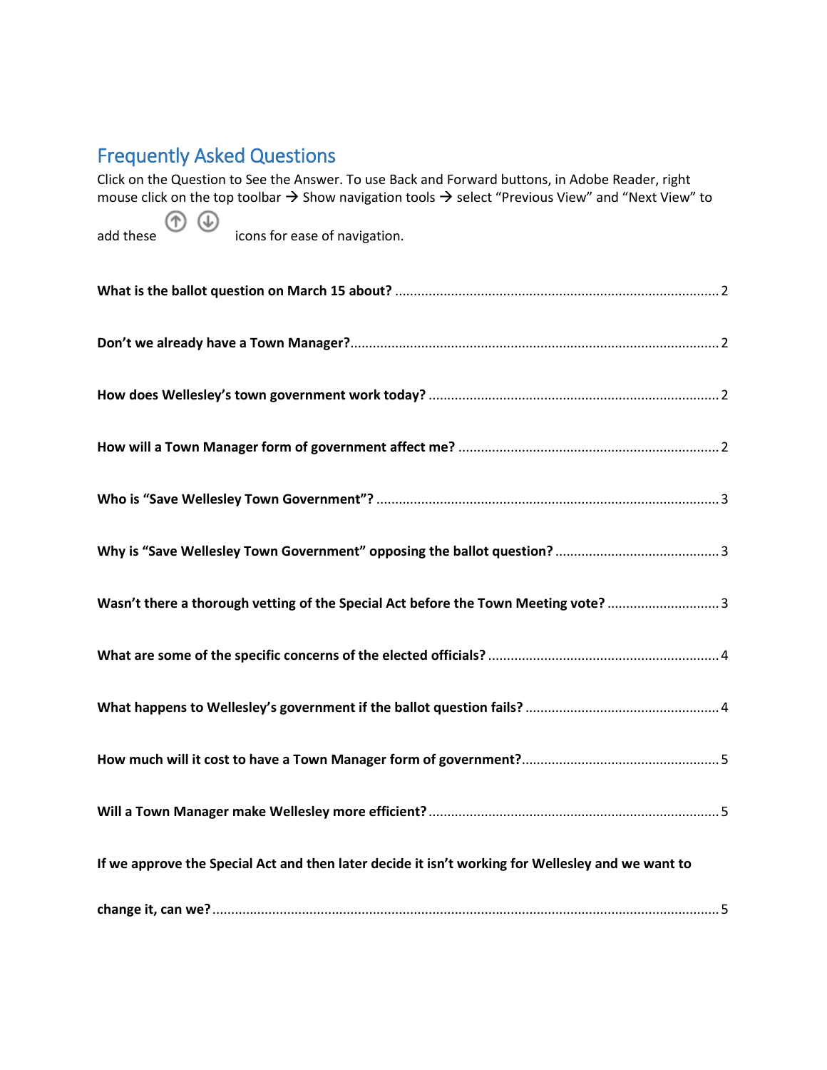## Frequently Asked Questions

Click on the Question to See the Answer. To use Back and Forward buttons, in Adobe Reader, right mouse click on the top toolbar → Show navigation tools → select "Previous View" and "Next View" to add these icons for ease of navigation.

**What is the ballot question on March 15 about?** ........................................ 2

**Don't we already have a Town Manager?** ........................................ 2

**How does Wellesley's town government work today?** ........................................ 2

**How will a Town Manager form of government affect me?** ........................................ 2

**Who is "Save Wellesley Town Government"?** ........................................ 3

**Why is "Save Wellesley Town Government" opposing the ballot question?** ........................................ 3

**Wasn't there a thorough vetting of the Special Act before the Town Meeting vote?** ........................................ 3

**What are some of the specific concerns of the elected officials?** ........................................ 4

**What happens to Wellesley's government if the ballot question fails?** ........................................ 4

**How much will it cost to have a Town Manager form of government?** ........................................ 5

**Will a Town Manager make Wellesley more efficient?** ........................................ 5

**If we approve the Special Act and then later decide it isn't working for Wellesley and we want to change it, can we?** ........................................ 5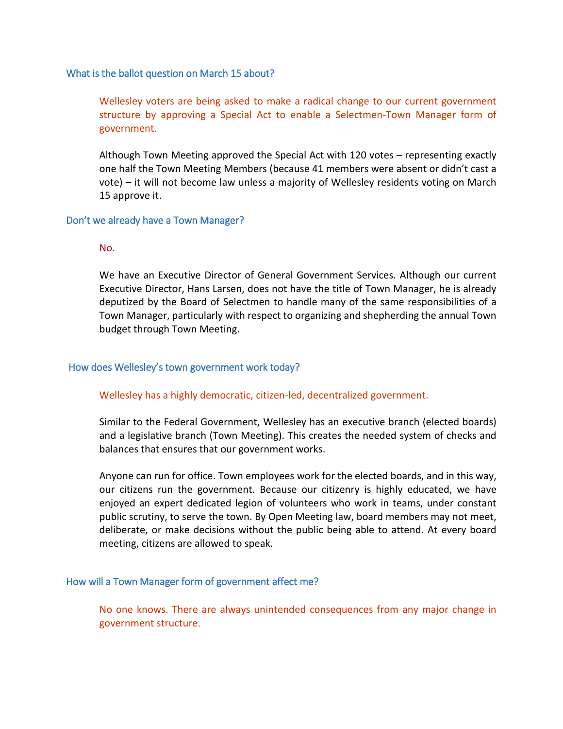### What is the ballot question on March 15 about?

Wellesley voters are being asked to make a radical change to our current government structure by approving a Special Act to enable a Selectmen-Town Manager form of government.

Although Town Meeting approved the Special Act with 120 votes – representing exactly one half the Town Meeting Members (because 41 members were absent or didn't cast a vote) – it will not become law unless a majority of Wellesley residents voting on March 15 approve it.

### Don't we already have a Town Manager?

No.

We have an Executive Director of General Government Services. Although our current Executive Director, Hans Larsen, does not have the title of Town Manager, he is already deputized by the Board of Selectmen to handle many of the same responsibilities of a Town Manager, particularly with respect to organizing and shepherding the annual Town budget through Town Meeting.

### How does Wellesley's town government work today?

Wellesley has a highly democratic, citizen-led, decentralized government.

Similar to the Federal Government, Wellesley has an executive branch (elected boards) and a legislative branch (Town Meeting). This creates the needed system of checks and balances that ensures that our government works.

Anyone can run for office. Town employees work for the elected boards, and in this way, our citizens run the government. Because our citizenry is highly educated, we have enjoyed an expert dedicated legion of volunteers who work in teams, under constant public scrutiny, to serve the town. By Open Meeting law, board members may not meet, deliberate, or make decisions without the public being able to attend. At every board meeting, citizens are allowed to speak.

### How will a Town Manager form of government affect me?

No one knows. There are always unintended consequences from any major change in government structure.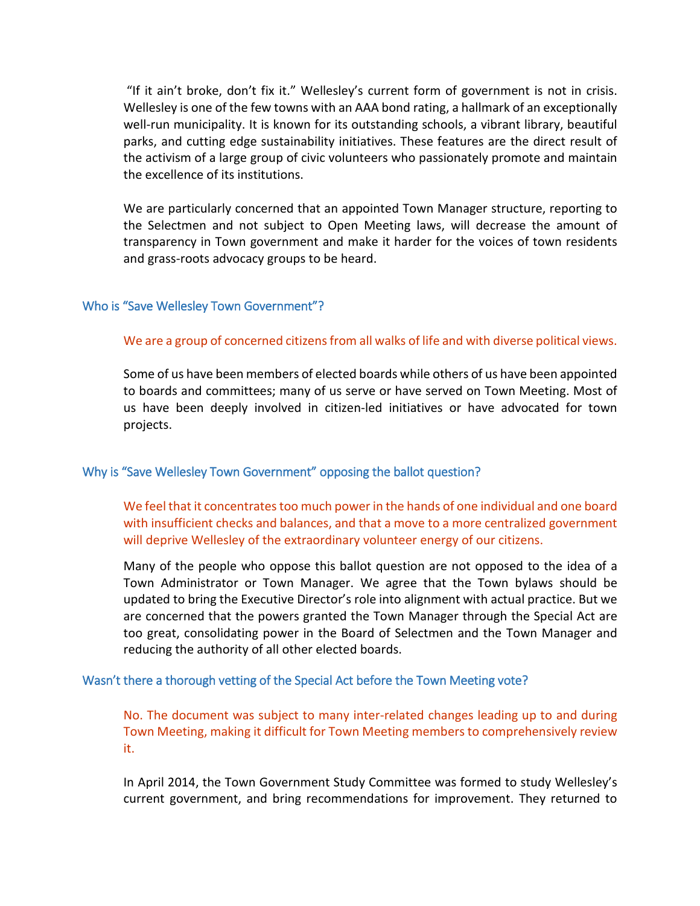"If it ain't broke, don't fix it." Wellesley's current form of government is not in crisis. Wellesley is one of the few towns with an AAA bond rating, a hallmark of an exceptionally well-run municipality. It is known for its outstanding schools, a vibrant library, beautiful parks, and cutting edge sustainability initiatives. These features are the direct result of the activism of a large group of civic volunteers who passionately promote and maintain the excellence of its institutions.

We are particularly concerned that an appointed Town Manager structure, reporting to the Selectmen and not subject to Open Meeting laws, will decrease the amount of transparency in Town government and make it harder for the voices of town residents and grass-roots advocacy groups to be heard.

## Who is "Save Wellesley Town Government"?

We are a group of concerned citizens from all walks of life and with diverse political views.

Some of us have been members of elected boards while others of us have been appointed to boards and committees; many of us serve or have served on Town Meeting. Most of us have been deeply involved in citizen-led initiatives or have advocated for town projects.

## Why is "Save Wellesley Town Government" opposing the ballot question?

We feel that it concentrates too much power in the hands of one individual and one board with insufficient checks and balances, and that a move to a more centralized government will deprive Wellesley of the extraordinary volunteer energy of our citizens.

Many of the people who oppose this ballot question are not opposed to the idea of a Town Administrator or Town Manager. We agree that the Town bylaws should be updated to bring the Executive Director's role into alignment with actual practice. But we are concerned that the powers granted the Town Manager through the Special Act are too great, consolidating power in the Board of Selectmen and the Town Manager and reducing the authority of all other elected boards.

## Wasn't there a thorough vetting of the Special Act before the Town Meeting vote?

No. The document was subject to many inter-related changes leading up to and during Town Meeting, making it difficult for Town Meeting members to comprehensively review it.

In April 2014, the Town Government Study Committee was formed to study Wellesley's current government, and bring recommendations for improvement. They returned to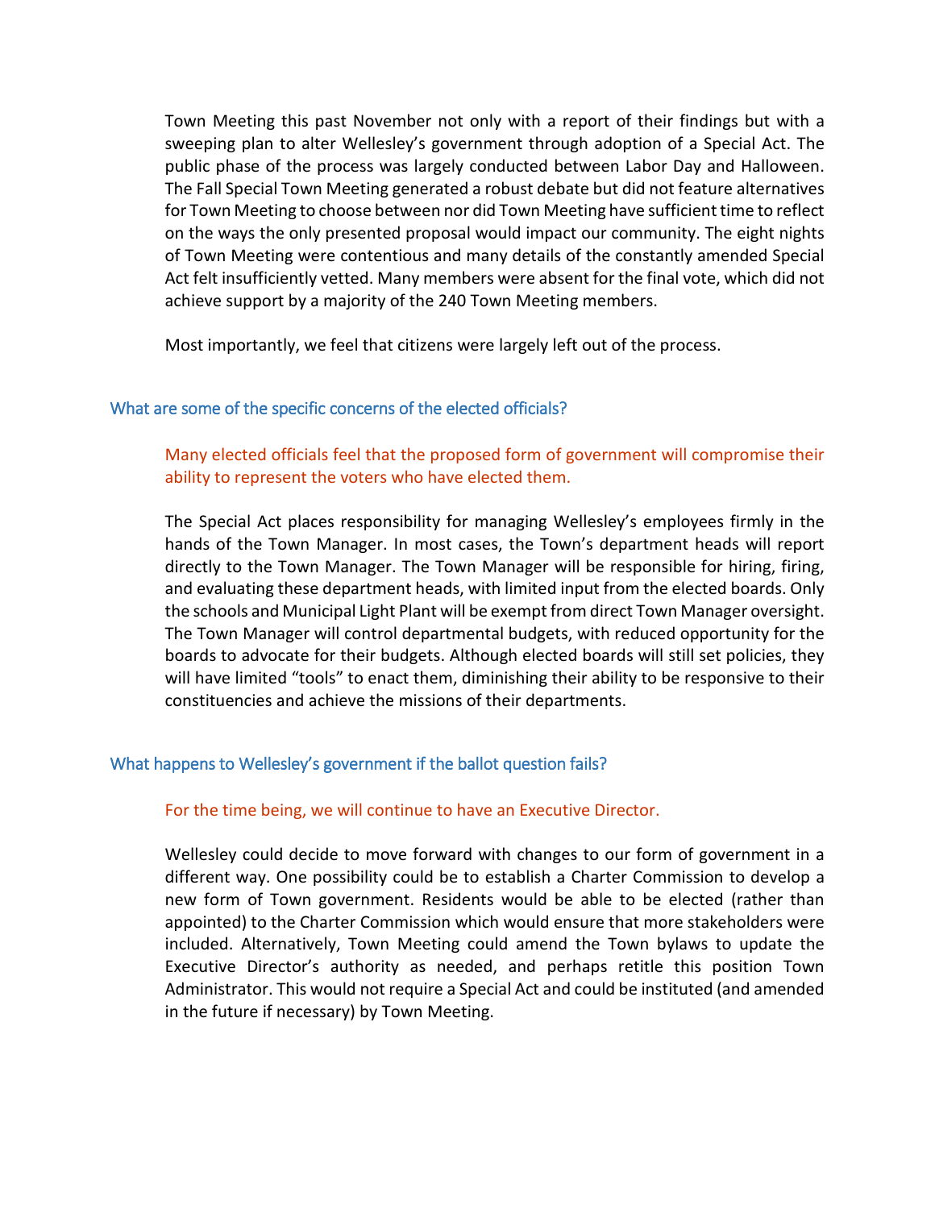Town Meeting this past November not only with a report of their findings but with a sweeping plan to alter Wellesley's government through adoption of a Special Act. The public phase of the process was largely conducted between Labor Day and Halloween. The Fall Special Town Meeting generated a robust debate but did not feature alternatives for Town Meeting to choose between nor did Town Meeting have sufficient time to reflect on the ways the only presented proposal would impact our community. The eight nights of Town Meeting were contentious and many details of the constantly amended Special Act felt insufficiently vetted. Many members were absent for the final vote, which did not achieve support by a majority of the 240 Town Meeting members.

Most importantly, we feel that citizens were largely left out of the process.

## What are some of the specific concerns of the elected officials?

Many elected officials feel that the proposed form of government will compromise their ability to represent the voters who have elected them.

The Special Act places responsibility for managing Wellesley's employees firmly in the hands of the Town Manager. In most cases, the Town's department heads will report directly to the Town Manager. The Town Manager will be responsible for hiring, firing, and evaluating these department heads, with limited input from the elected boards. Only the schools and Municipal Light Plant will be exempt from direct Town Manager oversight. The Town Manager will control departmental budgets, with reduced opportunity for the boards to advocate for their budgets. Although elected boards will still set policies, they will have limited "tools" to enact them, diminishing their ability to be responsive to their constituencies and achieve the missions of their departments.

## What happens to Wellesley's government if the ballot question fails?

For the time being, we will continue to have an Executive Director.

Wellesley could decide to move forward with changes to our form of government in a different way. One possibility could be to establish a Charter Commission to develop a new form of Town government. Residents would be able to be elected (rather than appointed) to the Charter Commission which would ensure that more stakeholders were included. Alternatively, Town Meeting could amend the Town bylaws to update the Executive Director's authority as needed, and perhaps retitle this position Town Administrator. This would not require a Special Act and could be instituted (and amended in the future if necessary) by Town Meeting.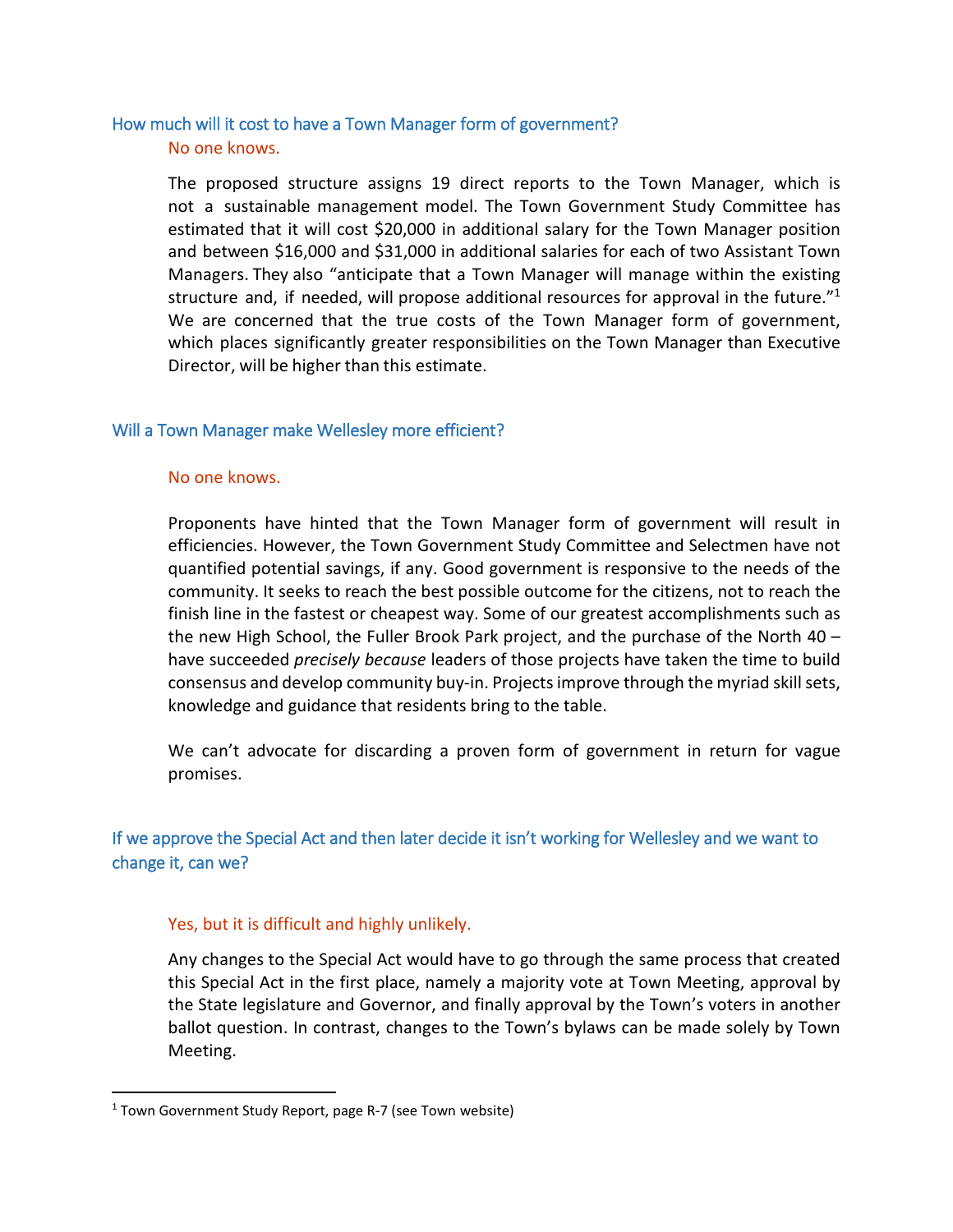## How much will it cost to have a Town Manager form of government?

No one knows.

The proposed structure assigns 19 direct reports to the Town Manager, which is not a sustainable management model. The Town Government Study Committee has estimated that it will cost $20,000 in additional salary for the Town Manager position and between $16,000 and $31,000 in additional salaries for each of two Assistant Town Managers. They also "anticipate that a Town Manager will manage within the existing structure and, if needed, will propose additional resources for approval in the future."[1] We are concerned that the true costs of the Town Manager form of government, which places significantly greater responsibilities on the Town Manager than Executive Director, will be higher than this estimate.

## Will a Town Manager make Wellesley more efficient?

No one knows.

Proponents have hinted that the Town Manager form of government will result in efficiencies. However, the Town Government Study Committee and Selectmen have not quantified potential savings, if any. Good government is responsive to the needs of the community. It seeks to reach the best possible outcome for the citizens, not to reach the finish line in the fastest or cheapest way. Some of our greatest accomplishments such as the new High School, the Fuller Brook Park project, and the purchase of the North 40 – have succeeded *precisely because* leaders of those projects have taken the time to build consensus and develop community buy-in. Projects improve through the myriad skill sets, knowledge and guidance that residents bring to the table.

We can't advocate for discarding a proven form of government in return for vague promises.

## If we approve the Special Act and then later decide it isn't working for Wellesley and we want to change it, can we?

Yes, but it is difficult and highly unlikely.

Any changes to the Special Act would have to go through the same process that created this Special Act in the first place, namely a majority vote at Town Meeting, approval by the State legislature and Governor, and finally approval by the Town's voters in another ballot question. In contrast, changes to the Town's bylaws can be made solely by Town Meeting.

---

[1] Town Government Study Report, page R-7 (see Town website)